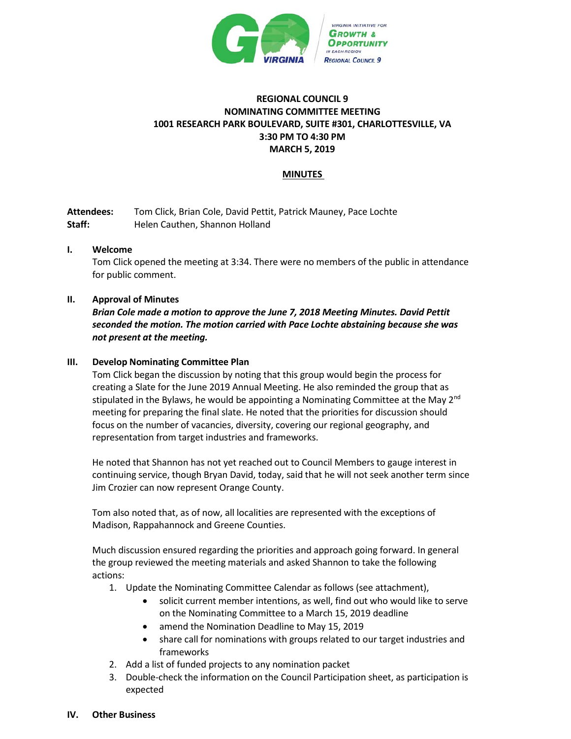**REGIONAL COUNCIL 9**
**NOMINATING COMMITTEE MEETING**
**1001 RESEARCH PARK BOULEVARD, SUITE #301, CHARLOTTESVILLE, VA**
**3:30 PM TO 4:30 PM**
**MARCH 5, 2019**

**MINUTES**

**Attendees:** Tom Click, Brian Cole, David Pettit, Patrick Mauney, Pace Lochte
**Staff:** Helen Cauthen, Shannon Holland

## I. Welcome

Tom Click opened the meeting at 3:34. There were no members of the public in attendance for public comment.

## II. Approval of Minutes

***Brian Cole made a motion to approve the June 7, 2018 Meeting Minutes. David Pettit seconded the motion. The motion carried with Pace Lochte abstaining because she was not present at the meeting.***

## III. Develop Nominating Committee Plan

Tom Click began the discussion by noting that this group would begin the process for creating a Slate for the June 2019 Annual Meeting. He also reminded the group that as stipulated in the Bylaws, he would be appointing a Nominating Committee at the May 2nd meeting for preparing the final slate. He noted that the priorities for discussion should focus on the number of vacancies, diversity, covering our regional geography, and representation from target industries and frameworks.

He noted that Shannon has not yet reached out to Council Members to gauge interest in continuing service, though Bryan David, today, said that he will not seek another term since Jim Crozier can now represent Orange County.

Tom also noted that, as of now, all localities are represented with the exceptions of Madison, Rappahannock and Greene Counties.

Much discussion ensured regarding the priorities and approach going forward. In general the group reviewed the meeting materials and asked Shannon to take the following actions:

1. Update the Nominating Committee Calendar as follows (see attachment),
   - solicit current member intentions, as well, find out who would like to serve on the Nominating Committee to a March 15, 2019 deadline
   - amend the Nomination Deadline to May 15, 2019
   - share call for nominations with groups related to our target industries and frameworks
2. Add a list of funded projects to any nomination packet
3. Double-check the information on the Council Participation sheet, as participation is expected

## IV. Other Business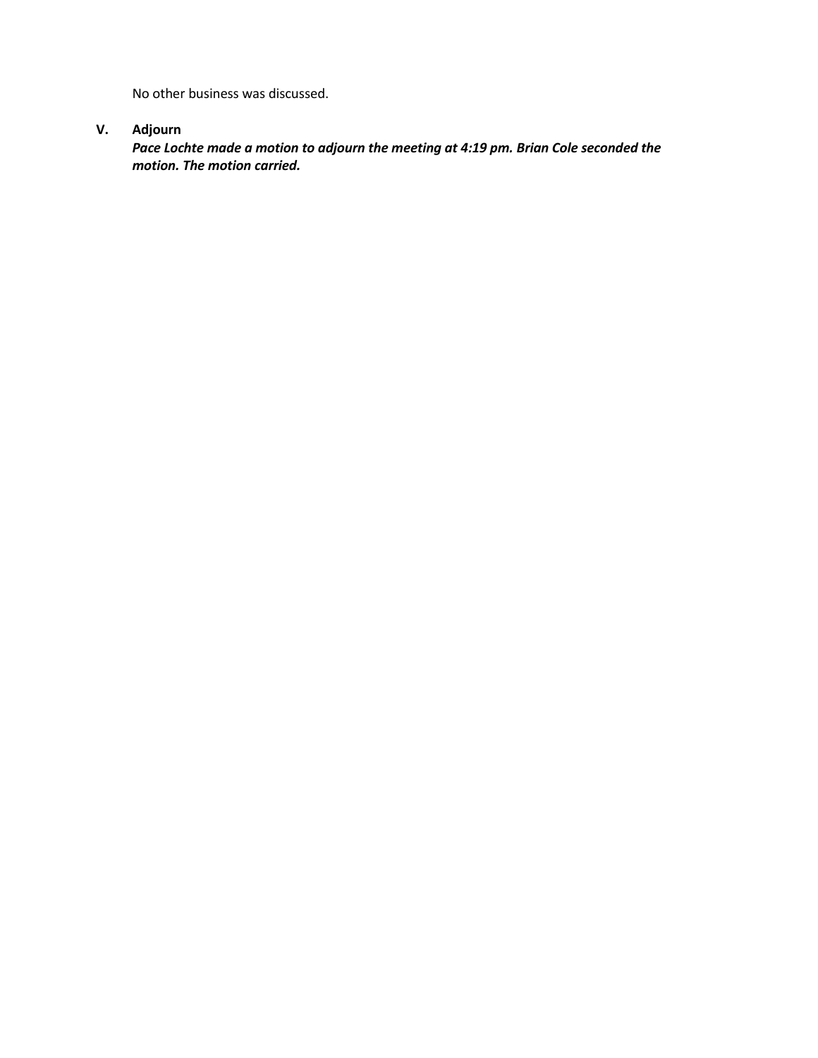No other business was discussed.

## V. Adjourn

***Pace Lochte made a motion to adjourn the meeting at 4:19 pm. Brian Cole seconded the motion. The motion carried.***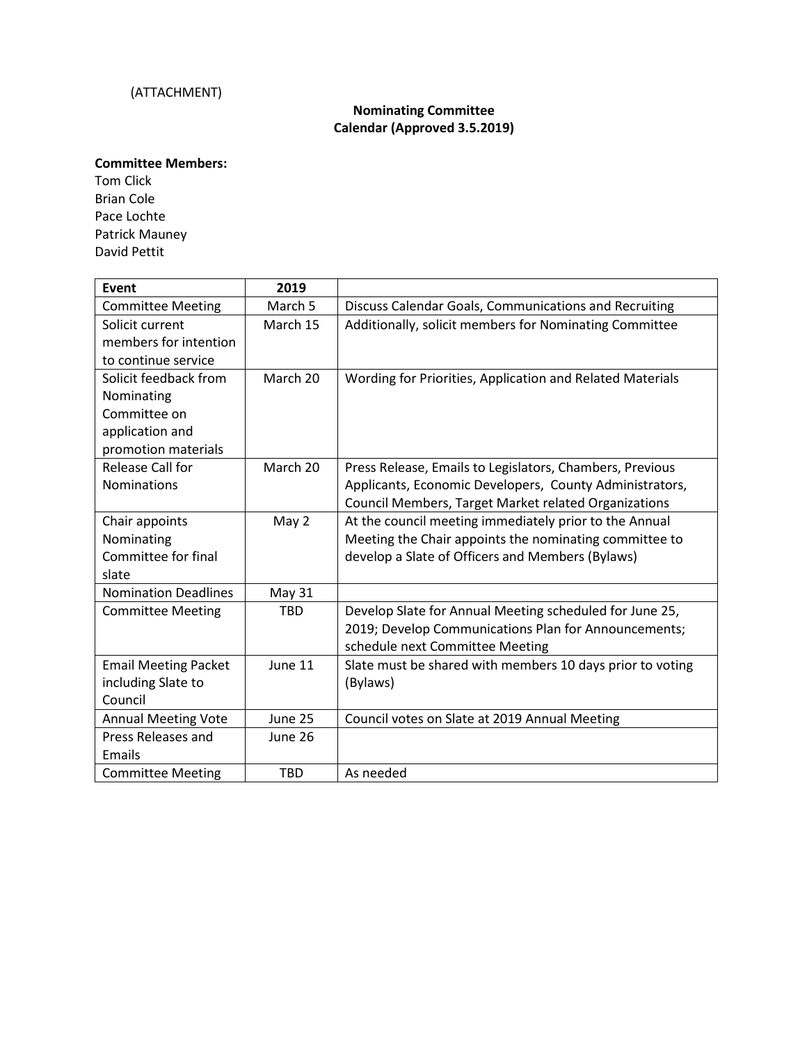(ATTACHMENT)

**Nominating Committee**
**Calendar (Approved 3.5.2019)**

**Committee Members:**
Tom Click
Brian Cole
Pace Lochte
Patrick Mauney
David Pettit

| Event | 2019 | |
|---|---|---|
| Committee Meeting | March 5 | Discuss Calendar Goals, Communications and Recruiting |
| Solicit current members for intention to continue service | March 15 | Additionally, solicit members for Nominating Committee |
| Solicit feedback from Nominating Committee on application and promotion materials | March 20 | Wording for Priorities, Application and Related Materials |
| Release Call for Nominations | March 20 | Press Release, Emails to Legislators, Chambers, Previous Applicants, Economic Developers, County Administrators, Council Members, Target Market related Organizations |
| Chair appoints Nominating Committee for final slate | May 2 | At the council meeting immediately prior to the Annual Meeting the Chair appoints the nominating committee to develop a Slate of Officers and Members (Bylaws) |
| Nomination Deadlines | May 31 | |
| Committee Meeting | TBD | Develop Slate for Annual Meeting scheduled for June 25, 2019; Develop Communications Plan for Announcements; schedule next Committee Meeting |
| Email Meeting Packet including Slate to Council | June 11 | Slate must be shared with members 10 days prior to voting (Bylaws) |
| Annual Meeting Vote | June 25 | Council votes on Slate at 2019 Annual Meeting |
| Press Releases and Emails | June 26 | |
| Committee Meeting | TBD | As needed |